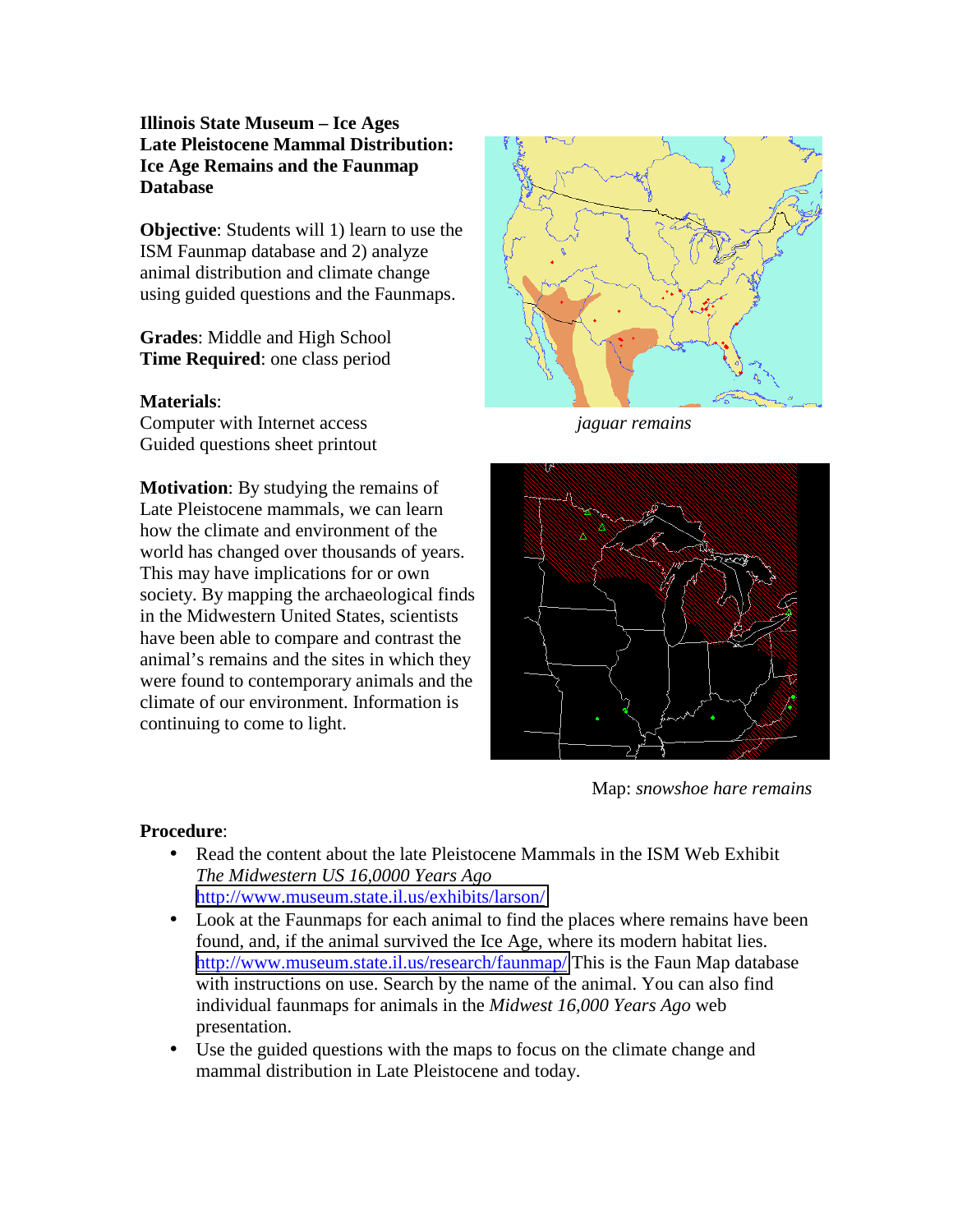# Illinois State Museum – Ice Ages
## Late Pleistocene Mammal Distribution: Ice Age Remains and the Faunmap Database

**Objective**: Students will 1) learn to use the ISM Faunmap database and 2) analyze animal distribution and climate change using guided questions and the Faunmaps.

**Grades**: Middle and High School
**Time Required**: one class period

**Materials**:
Computer with Internet access
Guided questions sheet printout

**Motivation**: By studying the remains of Late Pleistocene mammals, we can learn how the climate and environment of the world has changed over thousands of years. This may have implications for or own society. By mapping the archaeological finds in the Midwestern United States, scientists have been able to compare and contrast the animal's remains and the sites in which they were found to contemporary animals and the climate of our environment. Information is continuing to come to light.

*jaguar remains*

Map: *snowshoe hare remains*

**Procedure**:

- Read the content about the late Pleistocene Mammals in the ISM Web Exhibit *The Midwestern US 16,0000 Years Ago* http://www.museum.state.il.us/exhibits/larson/
- Look at the Faunmaps for each animal to find the places where remains have been found, and, if the animal survived the Ice Age, where its modern habitat lies. http://www.museum.state.il.us/research/faunmap/ This is the Faun Map database with instructions on use. Search by the name of the animal. You can also find individual faunmaps for animals in the *Midwest 16,000 Years Ago* web presentation.
- Use the guided questions with the maps to focus on the climate change and mammal distribution in Late Pleistocene and today.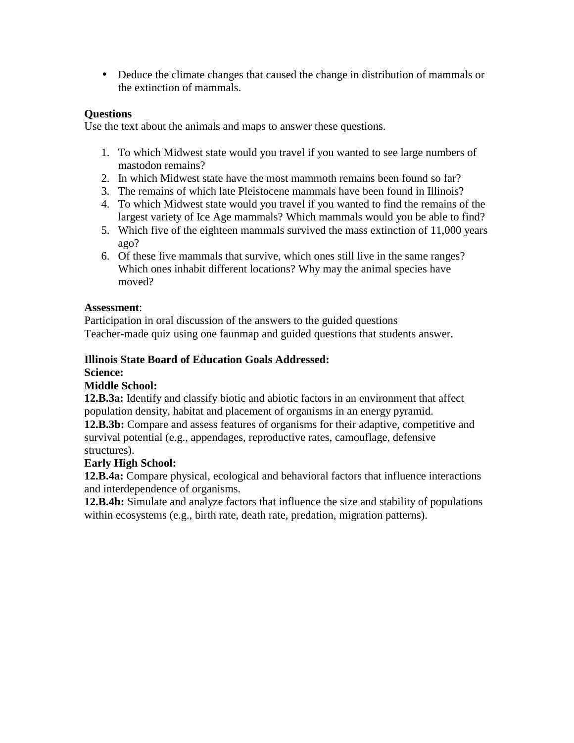- Deduce the climate changes that caused the change in distribution of mammals or the extinction of mammals.

**Questions**
Use the text about the animals and maps to answer these questions.

1. To which Midwest state would you travel if you wanted to see large numbers of mastodon remains?
2. In which Midwest state have the most mammoth remains been found so far?
3. The remains of which late Pleistocene mammals have been found in Illinois?
4. To which Midwest state would you travel if you wanted to find the remains of the largest variety of Ice Age mammals? Which mammals would you be able to find?
5. Which five of the eighteen mammals survived the mass extinction of 11,000 years ago?
6. Of these five mammals that survive, which ones still live in the same ranges? Which ones inhabit different locations? Why may the animal species have moved?

**Assessment**:
Participation in oral discussion of the answers to the guided questions
Teacher-made quiz using one faunmap and guided questions that students answer.

**Illinois State Board of Education Goals Addressed:**
**Science:**
**Middle School:**
**12.B.3a:** Identify and classify biotic and abiotic factors in an environment that affect population density, habitat and placement of organisms in an energy pyramid.
**12.B.3b:** Compare and assess features of organisms for their adaptive, competitive and survival potential (e.g., appendages, reproductive rates, camouflage, defensive structures).
**Early High School:**
**12.B.4a:** Compare physical, ecological and behavioral factors that influence interactions and interdependence of organisms.
**12.B.4b:** Simulate and analyze factors that influence the size and stability of populations within ecosystems (e.g., birth rate, death rate, predation, migration patterns).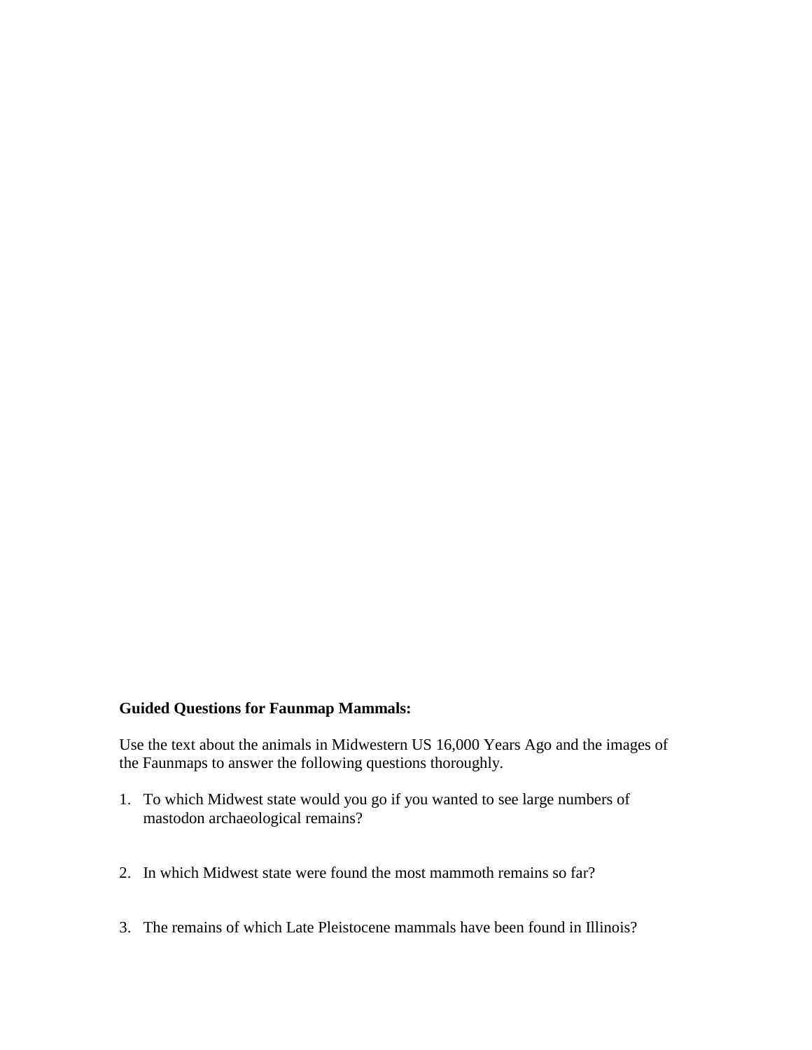**Guided Questions for Faunmap Mammals:**

Use the text about the animals in Midwestern US 16,000 Years Ago and the images of the Faunmaps to answer the following questions thoroughly.

1. To which Midwest state would you go if you wanted to see large numbers of mastodon archaeological remains?

2. In which Midwest state were found the most mammoth remains so far?

3. The remains of which Late Pleistocene mammals have been found in Illinois?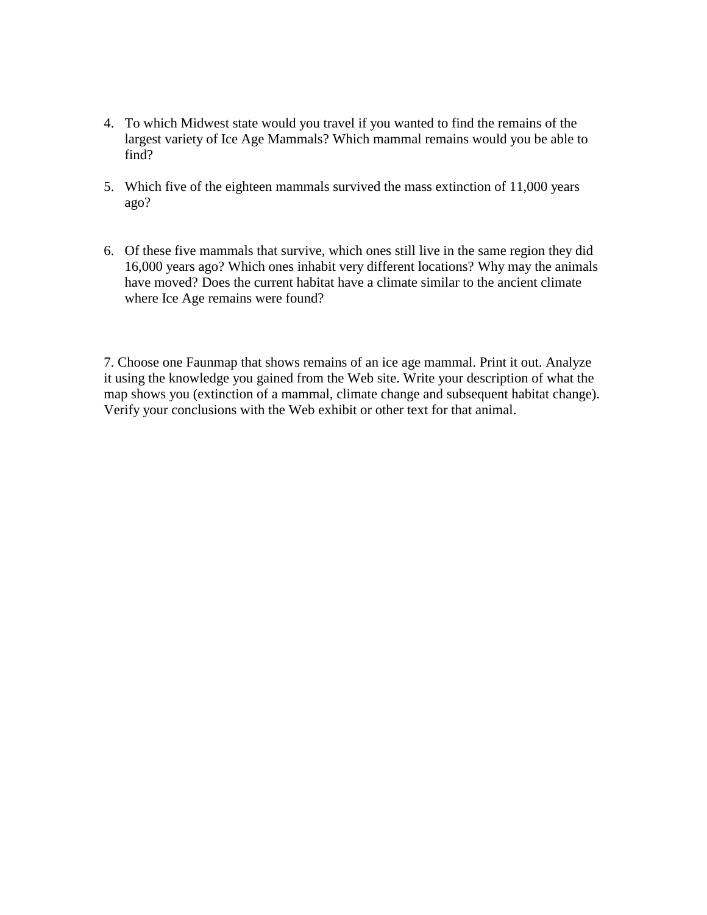4. To which Midwest state would you travel if you wanted to find the remains of the largest variety of Ice Age Mammals? Which mammal remains would you be able to find?

5. Which five of the eighteen mammals survived the mass extinction of 11,000 years ago?

6. Of these five mammals that survive, which ones still live in the same region they did 16,000 years ago? Which ones inhabit very different locations? Why may the animals have moved? Does the current habitat have a climate similar to the ancient climate where Ice Age remains were found?

7. Choose one Faunmap that shows remains of an ice age mammal. Print it out. Analyze it using the knowledge you gained from the Web site. Write your description of what the map shows you (extinction of a mammal, climate change and subsequent habitat change). Verify your conclusions with the Web exhibit or other text for that animal.